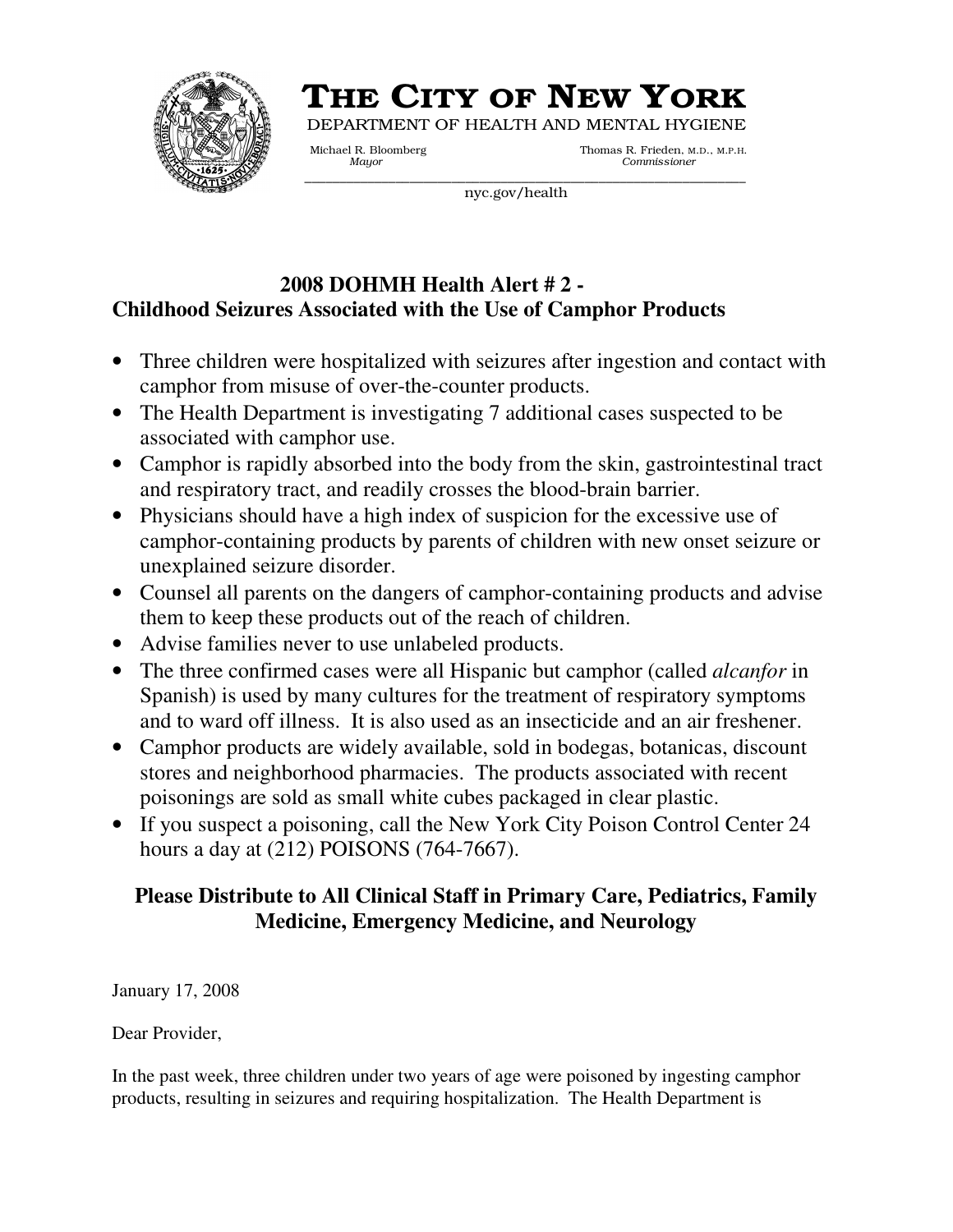# THE CITY OF NEW YORK

DEPARTMENT OF HEALTH AND MENTAL HYGIENE

Michael R. Bloomberg, *Mayor*

Thomas R. Frieden, M.D., M.P.H., *Commissioner*

nyc.gov/health

## 2008 DOHMH Health Alert # 2 - Childhood Seizures Associated with the Use of Camphor Products

- Three children were hospitalized with seizures after ingestion and contact with camphor from misuse of over-the-counter products.
- The Health Department is investigating 7 additional cases suspected to be associated with camphor use.
- Camphor is rapidly absorbed into the body from the skin, gastrointestinal tract and respiratory tract, and readily crosses the blood-brain barrier.
- Physicians should have a high index of suspicion for the excessive use of camphor-containing products by parents of children with new onset seizure or unexplained seizure disorder.
- Counsel all parents on the dangers of camphor-containing products and advise them to keep these products out of the reach of children.
- Advise families never to use unlabeled products.
- The three confirmed cases were all Hispanic but camphor (called *alcanfor* in Spanish) is used by many cultures for the treatment of respiratory symptoms and to ward off illness. It is also used as an insecticide and an air freshener.
- Camphor products are widely available, sold in bodegas, botanicas, discount stores and neighborhood pharmacies. The products associated with recent poisonings are sold as small white cubes packaged in clear plastic.
- If you suspect a poisoning, call the New York City Poison Control Center 24 hours a day at (212) POISONS (764-7667).

**Please Distribute to All Clinical Staff in Primary Care, Pediatrics, Family Medicine, Emergency Medicine, and Neurology**

January 17, 2008

Dear Provider,

In the past week, three children under two years of age were poisoned by ingesting camphor products, resulting in seizures and requiring hospitalization. The Health Department is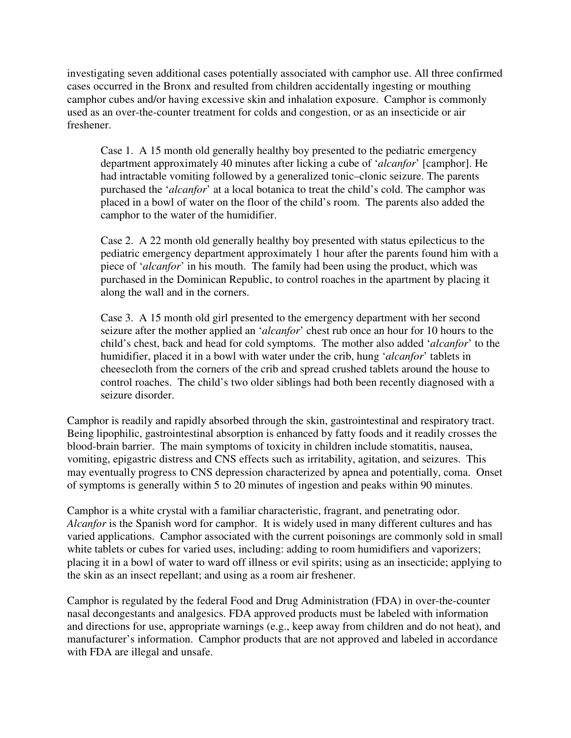investigating seven additional cases potentially associated with camphor use. All three confirmed cases occurred in the Bronx and resulted from children accidentally ingesting or mouthing camphor cubes and/or having excessive skin and inhalation exposure. Camphor is commonly used as an over-the-counter treatment for colds and congestion, or as an insecticide or air freshener.

> Case 1. A 15 month old generally healthy boy presented to the pediatric emergency department approximately 40 minutes after licking a cube of '*alcanfor*' [camphor]. He had intractable vomiting followed by a generalized tonic–clonic seizure. The parents purchased the '*alcanfor*' at a local botanica to treat the child's cold. The camphor was placed in a bowl of water on the floor of the child's room. The parents also added the camphor to the water of the humidifier.
>
> Case 2. A 22 month old generally healthy boy presented with status epilecticus to the pediatric emergency department approximately 1 hour after the parents found him with a piece of '*alcanfor*' in his mouth. The family had been using the product, which was purchased in the Dominican Republic, to control roaches in the apartment by placing it along the wall and in the corners.
>
> Case 3. A 15 month old girl presented to the emergency department with her second seizure after the mother applied an '*alcanfor*' chest rub once an hour for 10 hours to the child's chest, back and head for cold symptoms. The mother also added '*alcanfor*' to the humidifier, placed it in a bowl with water under the crib, hung '*alcanfor*' tablets in cheesecloth from the corners of the crib and spread crushed tablets around the house to control roaches. The child's two older siblings had both been recently diagnosed with a seizure disorder.

Camphor is readily and rapidly absorbed through the skin, gastrointestinal and respiratory tract. Being lipophilic, gastrointestinal absorption is enhanced by fatty foods and it readily crosses the blood-brain barrier. The main symptoms of toxicity in children include stomatitis, nausea, vomiting, epigastric distress and CNS effects such as irritability, agitation, and seizures. This may eventually progress to CNS depression characterized by apnea and potentially, coma. Onset of symptoms is generally within 5 to 20 minutes of ingestion and peaks within 90 minutes.

Camphor is a white crystal with a familiar characteristic, fragrant, and penetrating odor. *Alcanfor* is the Spanish word for camphor. It is widely used in many different cultures and has varied applications. Camphor associated with the current poisonings are commonly sold in small white tablets or cubes for varied uses, including: adding to room humidifiers and vaporizers; placing it in a bowl of water to ward off illness or evil spirits; using as an insecticide; applying to the skin as an insect repellant; and using as a room air freshener.

Camphor is regulated by the federal Food and Drug Administration (FDA) in over-the-counter nasal decongestants and analgesics. FDA approved products must be labeled with information and directions for use, appropriate warnings (e.g., keep away from children and do not heat), and manufacturer's information. Camphor products that are not approved and labeled in accordance with FDA are illegal and unsafe.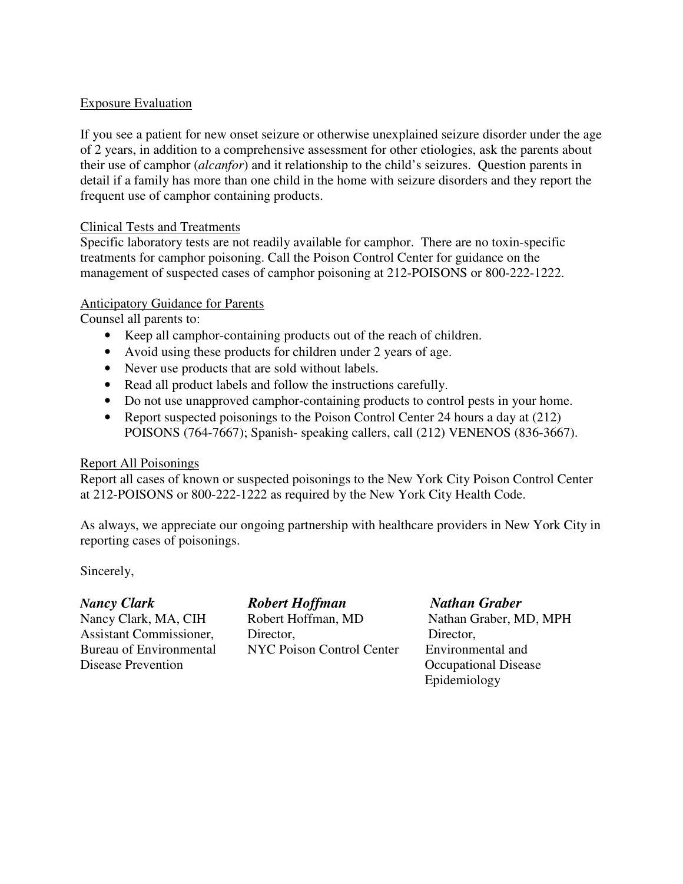Exposure Evaluation

If you see a patient for new onset seizure or otherwise unexplained seizure disorder under the age of 2 years, in addition to a comprehensive assessment for other etiologies, ask the parents about their use of camphor (*alcanfor*) and it relationship to the child's seizures. Question parents in detail if a family has more than one child in the home with seizure disorders and they report the frequent use of camphor containing products.

Clinical Tests and Treatments

Specific laboratory tests are not readily available for camphor. There are no toxin-specific treatments for camphor poisoning. Call the Poison Control Center for guidance on the management of suspected cases of camphor poisoning at 212-POISONS or 800-222-1222.

Anticipatory Guidance for Parents

Counsel all parents to:

- Keep all camphor-containing products out of the reach of children.
- Avoid using these products for children under 2 years of age.
- Never use products that are sold without labels.
- Read all product labels and follow the instructions carefully.
- Do not use unapproved camphor-containing products to control pests in your home.
- Report suspected poisonings to the Poison Control Center 24 hours a day at (212) POISONS (764-7667); Spanish- speaking callers, call (212) VENENOS (836-3667).

Report All Poisonings

Report all cases of known or suspected poisonings to the New York City Poison Control Center at 212-POISONS or 800-222-1222 as required by the New York City Health Code.

As always, we appreciate our ongoing partnership with healthcare providers in New York City in reporting cases of poisonings.

Sincerely,

***Nancy Clark***
Nancy Clark, MA, CIH
Assistant Commissioner,
Bureau of Environmental Disease Prevention

***Robert Hoffman***
Robert Hoffman, MD
Director,
NYC Poison Control Center

***Nathan Graber***
Nathan Graber, MD, MPH
Director,
Environmental and Occupational Disease Epidemiology